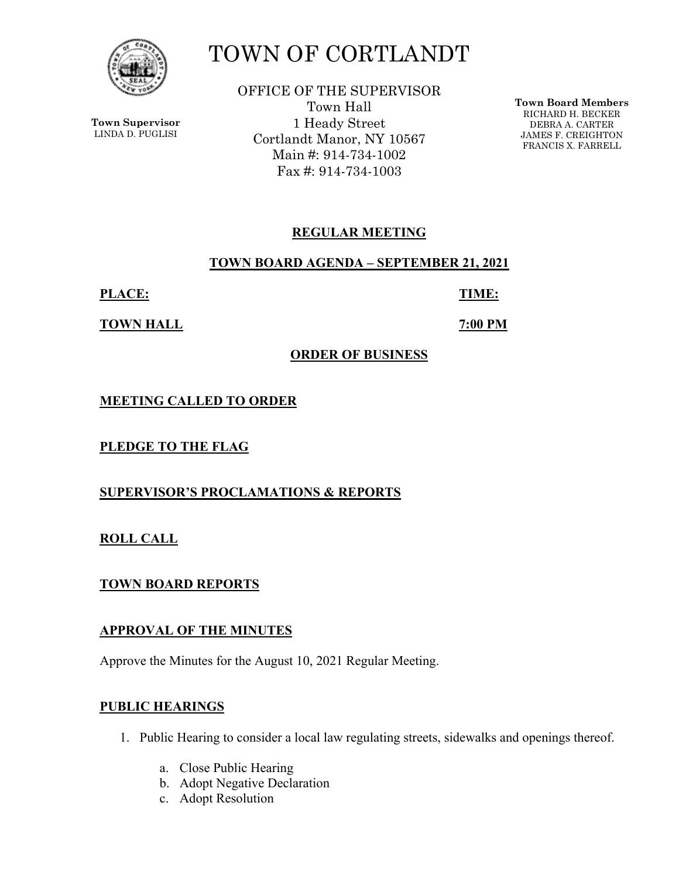# TOWN OF CORTLANDT

**Town Supervisor**
LINDA D. PUGLISI

OFFICE OF THE SUPERVISOR
Town Hall
1 Heady Street
Cortlandt Manor, NY 10567
Main #: 914-734-1002
Fax #: 914-734-1003

**Town Board Members**
RICHARD H. BECKER
DEBRA A. CARTER
JAMES F. CREIGHTON
FRANCIS X. FARRELL

## REGULAR MEETING

## TOWN BOARD AGENDA – SEPTEMBER 21, 2021

**PLACE:** **TOWN HALL**

**TIME:** **7:00 PM**

## ORDER OF BUSINESS

### MEETING CALLED TO ORDER

### PLEDGE TO THE FLAG

### SUPERVISOR'S PROCLAMATIONS & REPORTS

### ROLL CALL

### TOWN BOARD REPORTS

### APPROVAL OF THE MINUTES

Approve the Minutes for the August 10, 2021 Regular Meeting.

### PUBLIC HEARINGS

1. Public Hearing to consider a local law regulating streets, sidewalks and openings thereof.
   a. Close Public Hearing
   b. Adopt Negative Declaration
   c. Adopt Resolution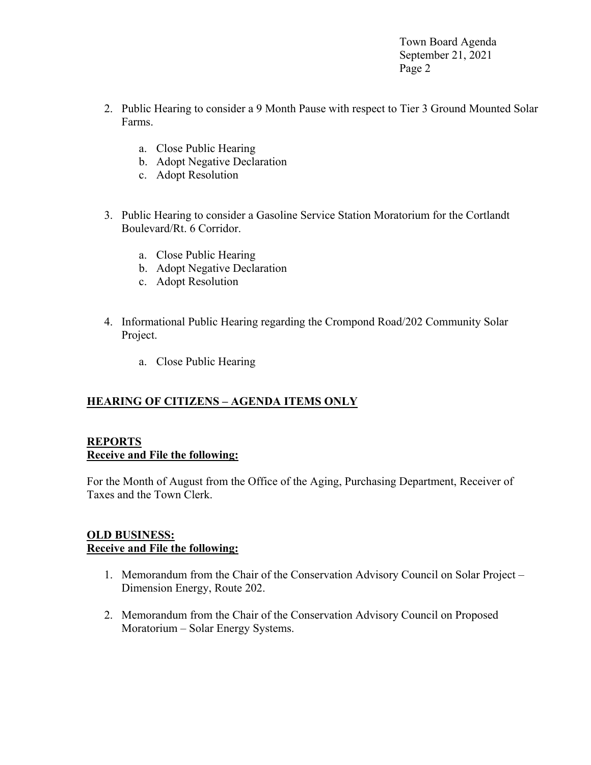2. Public Hearing to consider a 9 Month Pause with respect to Tier 3 Ground Mounted Solar Farms.

    a. Close Public Hearing
    b. Adopt Negative Declaration
    c. Adopt Resolution

3. Public Hearing to consider a Gasoline Service Station Moratorium for the Cortlandt Boulevard/Rt. 6 Corridor.

    a. Close Public Hearing
    b. Adopt Negative Declaration
    c. Adopt Resolution

4. Informational Public Hearing regarding the Crompond Road/202 Community Solar Project.

    a. Close Public Hearing

## HEARING OF CITIZENS – AGENDA ITEMS ONLY

## REPORTS

**Receive and File the following:**

For the Month of August from the Office of the Aging, Purchasing Department, Receiver of Taxes and the Town Clerk.

## OLD BUSINESS:

**Receive and File the following:**

1. Memorandum from the Chair of the Conservation Advisory Council on Solar Project – Dimension Energy, Route 202.

2. Memorandum from the Chair of the Conservation Advisory Council on Proposed Moratorium – Solar Energy Systems.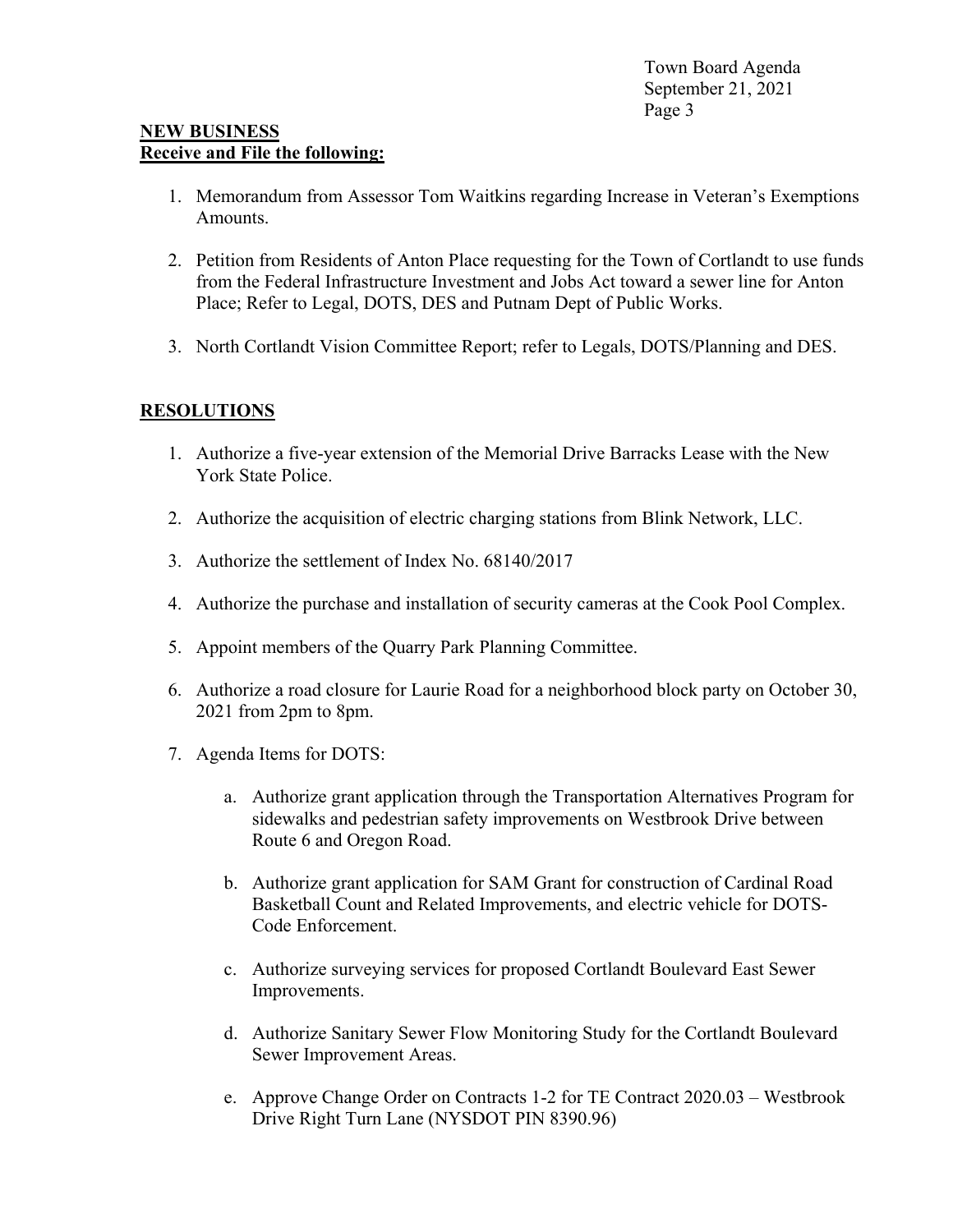**NEW BUSINESS**

**Receive and File the following:**

1. Memorandum from Assessor Tom Waitkins regarding Increase in Veteran's Exemptions Amounts.

2. Petition from Residents of Anton Place requesting for the Town of Cortlandt to use funds from the Federal Infrastructure Investment and Jobs Act toward a sewer line for Anton Place; Refer to Legal, DOTS, DES and Putnam Dept of Public Works.

3. North Cortlandt Vision Committee Report; refer to Legals, DOTS/Planning and DES.

**RESOLUTIONS**

1. Authorize a five-year extension of the Memorial Drive Barracks Lease with the New York State Police.

2. Authorize the acquisition of electric charging stations from Blink Network, LLC.

3. Authorize the settlement of Index No. 68140/2017

4. Authorize the purchase and installation of security cameras at the Cook Pool Complex.

5. Appoint members of the Quarry Park Planning Committee.

6. Authorize a road closure for Laurie Road for a neighborhood block party on October 30, 2021 from 2pm to 8pm.

7. Agenda Items for DOTS:

    a. Authorize grant application through the Transportation Alternatives Program for sidewalks and pedestrian safety improvements on Westbrook Drive between Route 6 and Oregon Road.

    b. Authorize grant application for SAM Grant for construction of Cardinal Road Basketball Count and Related Improvements, and electric vehicle for DOTS-Code Enforcement.

    c. Authorize surveying services for proposed Cortlandt Boulevard East Sewer Improvements.

    d. Authorize Sanitary Sewer Flow Monitoring Study for the Cortlandt Boulevard Sewer Improvement Areas.

    e. Approve Change Order on Contracts 1-2 for TE Contract 2020.03 – Westbrook Drive Right Turn Lane (NYSDOT PIN 8390.96)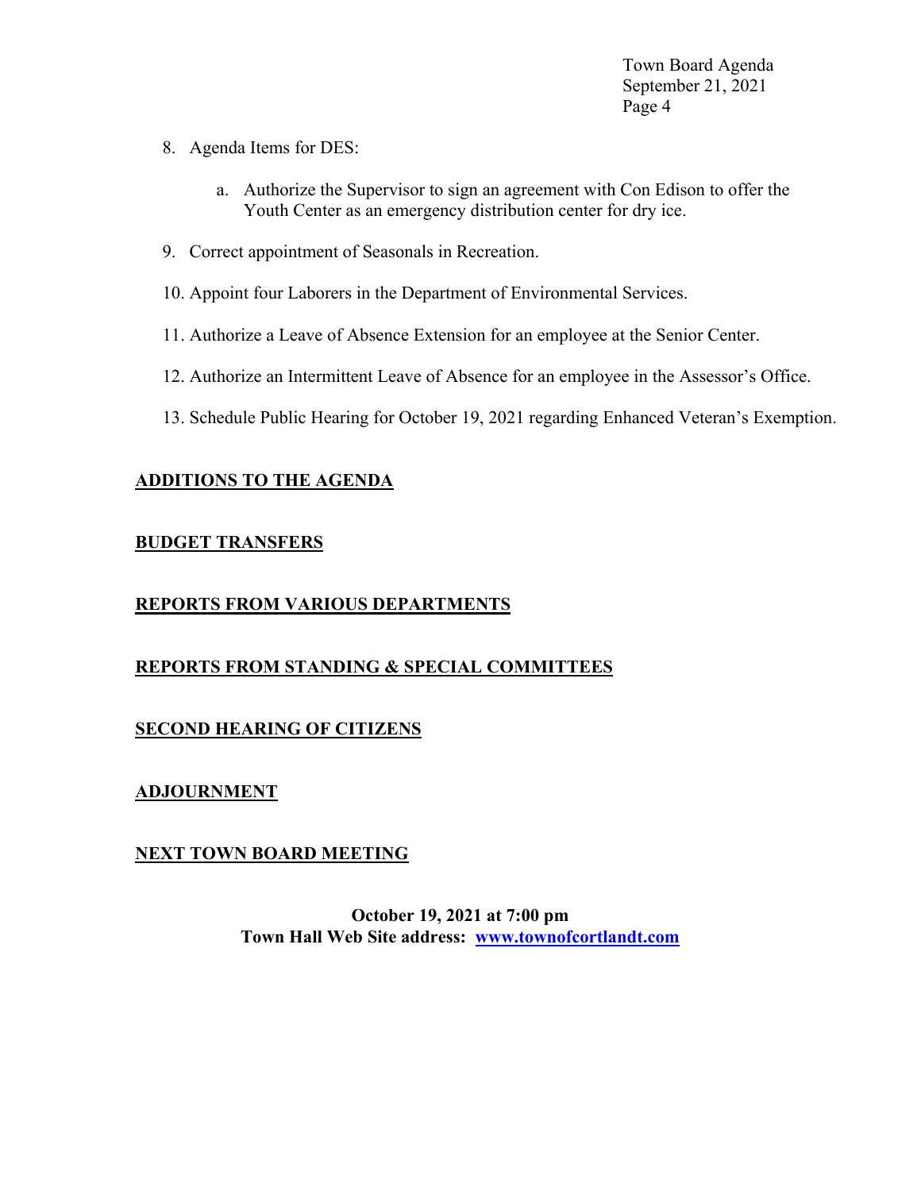8. Agenda Items for DES:

    a. Authorize the Supervisor to sign an agreement with Con Edison to offer the Youth Center as an emergency distribution center for dry ice.

9. Correct appointment of Seasonals in Recreation.

10. Appoint four Laborers in the Department of Environmental Services.

11. Authorize a Leave of Absence Extension for an employee at the Senior Center.

12. Authorize an Intermittent Leave of Absence for an employee in the Assessor's Office.

13. Schedule Public Hearing for October 19, 2021 regarding Enhanced Veteran's Exemption.

**ADDITIONS TO THE AGENDA**

**BUDGET TRANSFERS**

**REPORTS FROM VARIOUS DEPARTMENTS**

**REPORTS FROM STANDING & SPECIAL COMMITTEES**

**SECOND HEARING OF CITIZENS**

**ADJOURNMENT**

**NEXT TOWN BOARD MEETING**

**October 19, 2021 at 7:00 pm**
**Town Hall Web Site address: [www.townofcortlandt.com](http://www.townofcortlandt.com)**